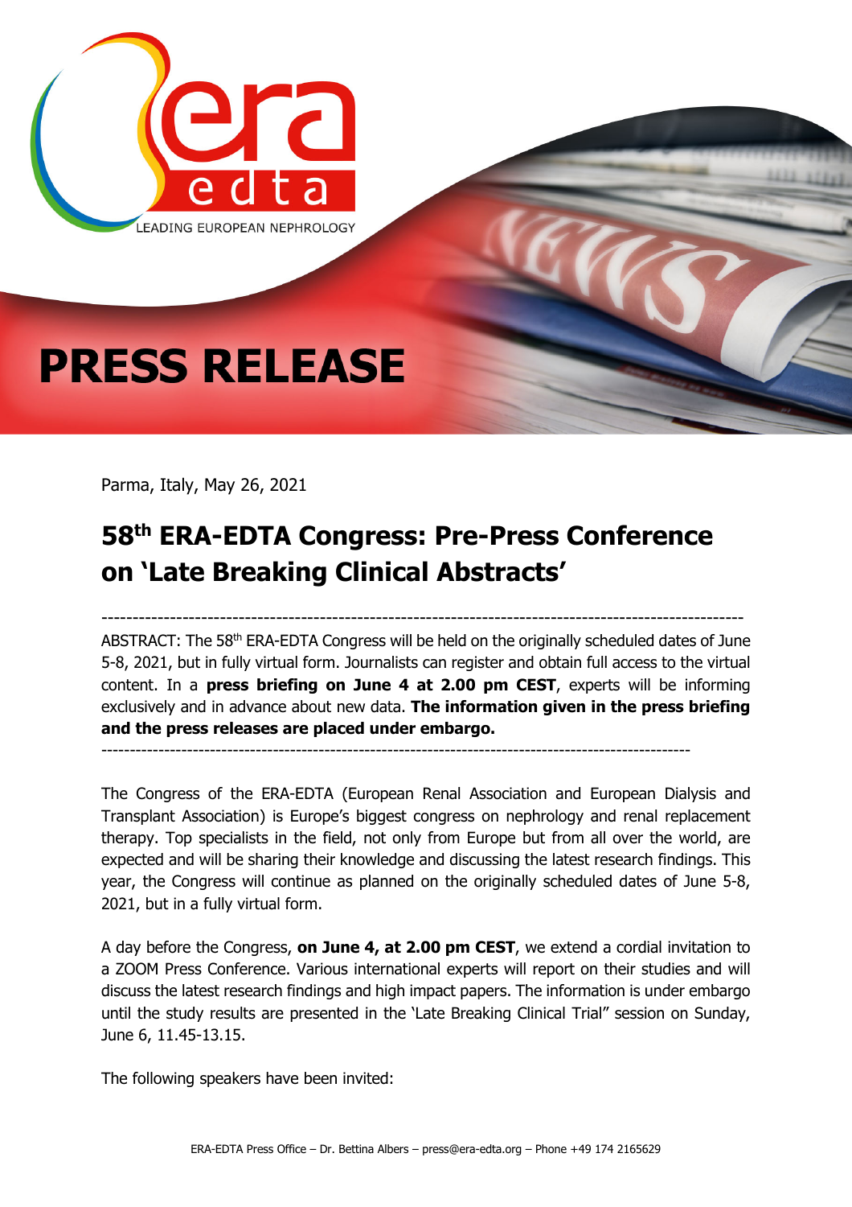# PRESS RELEASE

Parma, Italy, May 26, 2021

## 58th ERA-EDTA Congress: Pre-Press Conference on 'Late Breaking Clinical Abstracts'

-----------------------------------------------------------------------------------------------------

ABSTRACT: The 58th ERA-EDTA Congress will be held on the originally scheduled dates of June 5-8, 2021, but in fully virtual form. Journalists can register and obtain full access to the virtual content. In a **press briefing on June 4 at 2.00 pm CEST**, experts will be informing exclusively and in advance about new data. **The information given in the press briefing and the press releases are placed under embargo.**

-----------------------------------------------------------------------------------------------------

The Congress of the ERA-EDTA (European Renal Association and European Dialysis and Transplant Association) is Europe's biggest congress on nephrology and renal replacement therapy. Top specialists in the field, not only from Europe but from all over the world, are expected and will be sharing their knowledge and discussing the latest research findings. This year, the Congress will continue as planned on the originally scheduled dates of June 5-8, 2021, but in a fully virtual form.

A day before the Congress, **on June 4, at 2.00 pm CEST**, we extend a cordial invitation to a ZOOM Press Conference. Various international experts will report on their studies and will discuss the latest research findings and high impact papers. The information is under embargo until the study results are presented in the 'Late Breaking Clinical Trial" session on Sunday, June 6, 11.45-13.15.

The following speakers have been invited: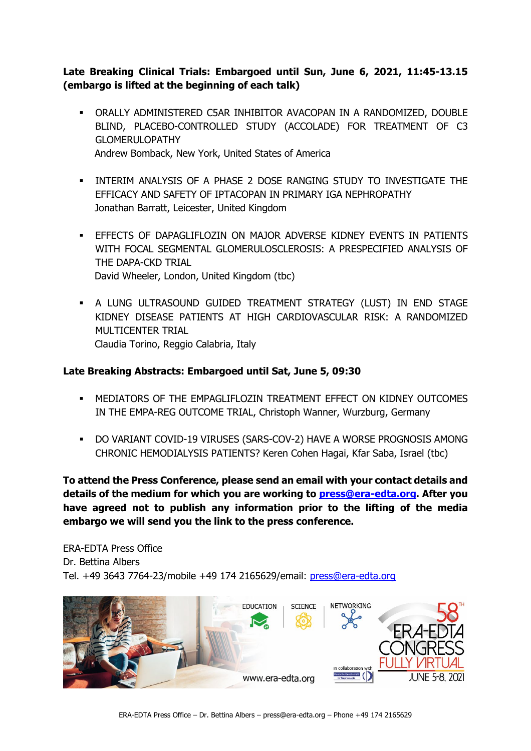**Late Breaking Clinical Trials: Embargoed until Sun, June 6, 2021, 11:45-13.15 (embargo is lifted at the beginning of each talk)**

- ORALLY ADMINISTERED C5AR INHIBITOR AVACOPAN IN A RANDOMIZED, DOUBLE BLIND, PLACEBO-CONTROLLED STUDY (ACCOLADE) FOR TREATMENT OF C3 GLOMERULOPATHY
  Andrew Bomback, New York, United States of America

- INTERIM ANALYSIS OF A PHASE 2 DOSE RANGING STUDY TO INVESTIGATE THE EFFICACY AND SAFETY OF IPTACOPAN IN PRIMARY IGA NEPHROPATHY
  Jonathan Barratt, Leicester, United Kingdom

- EFFECTS OF DAPAGLIFLOZIN ON MAJOR ADVERSE KIDNEY EVENTS IN PATIENTS WITH FOCAL SEGMENTAL GLOMERULOSCLEROSIS: A PRESPECIFIED ANALYSIS OF THE DAPA-CKD TRIAL
  David Wheeler, London, United Kingdom (tbc)

- A LUNG ULTRASOUND GUIDED TREATMENT STRATEGY (LUST) IN END STAGE KIDNEY DISEASE PATIENTS AT HIGH CARDIOVASCULAR RISK: A RANDOMIZED MULTICENTER TRIAL
  Claudia Torino, Reggio Calabria, Italy

**Late Breaking Abstracts: Embargoed until Sat, June 5, 09:30**

- MEDIATORS OF THE EMPAGLIFLOZIN TREATMENT EFFECT ON KIDNEY OUTCOMES IN THE EMPA-REG OUTCOME TRIAL, Christoph Wanner, Wurzburg, Germany

- DO VARIANT COVID-19 VIRUSES (SARS-COV-2) HAVE A WORSE PROGNOSIS AMONG CHRONIC HEMODIALYSIS PATIENTS? Keren Cohen Hagai, Kfar Saba, Israel (tbc)

**To attend the Press Conference, please send an email with your contact details and details of the medium for which you are working to press@era-edta.org. After you have agreed not to publish any information prior to the lifting of the media embargo we will send you the link to the press conference.**

ERA-EDTA Press Office
Dr. Bettina Albers
Tel. +49 3643 7764-23/mobile +49 174 2165629/email: press@era-edta.org

EDUCATION | SCIENCE | NETWORKING

58TH ERA-EDTA CONGRESS FULLY VIRTUAL JUNE 5-8, 2021

www.era-edta.org

In collaboration with